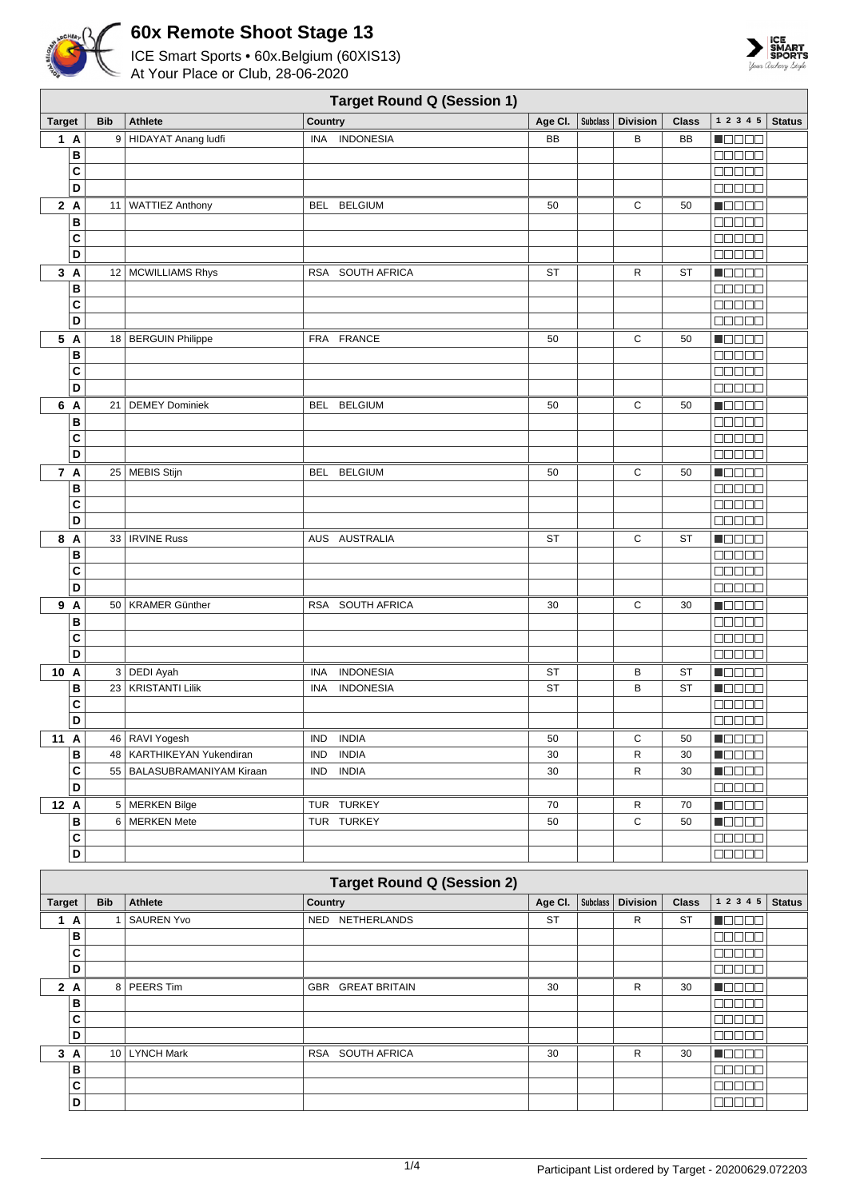# 60x Remote Shoot Stage 13

ICE Smart Sports • 60x.Belgium (60XIS13)
At Your Place or Club, 28-06-2020

## Target Round Q (Session 1)

| Target | | Bib | Athlete | Country | Age Cl. | Subclass | Division | Class | 1 2 3 4 5 | Status |
|---|---|---|---|---|---|---|---|---|---|---|
| 1 | A | 9 | HIDAYAT Anang ludfi | INA INDONESIA | BB | | B | BB | ■□□□□ | |
| | B | | | | | | | | □□□□□ | |
| | C | | | | | | | | □□□□□ | |
| | D | | | | | | | | □□□□□ | |
| 2 | A | 11 | WATTIEZ Anthony | BEL BELGIUM | 50 | | C | 50 | ■□□□□ | |
| | B | | | | | | | | □□□□□ | |
| | C | | | | | | | | □□□□□ | |
| | D | | | | | | | | □□□□□ | |
| 3 | A | 12 | MCWILLIAMS Rhys | RSA SOUTH AFRICA | ST | | R | ST | ■□□□□ | |
| | B | | | | | | | | □□□□□ | |
| | C | | | | | | | | □□□□□ | |
| | D | | | | | | | | □□□□□ | |
| 5 | A | 18 | BERGUIN Philippe | FRA FRANCE | 50 | | C | 50 | ■□□□□ | |
| | B | | | | | | | | □□□□□ | |
| | C | | | | | | | | □□□□□ | |
| | D | | | | | | | | □□□□□ | |
| 6 | A | 21 | DEMEY Dominiek | BEL BELGIUM | 50 | | C | 50 | ■□□□□ | |
| | B | | | | | | | | □□□□□ | |
| | C | | | | | | | | □□□□□ | |
| | D | | | | | | | | □□□□□ | |
| 7 | A | 25 | MEBIS Stijn | BEL BELGIUM | 50 | | C | 50 | ■□□□□ | |
| | B | | | | | | | | □□□□□ | |
| | C | | | | | | | | □□□□□ | |
| | D | | | | | | | | □□□□□ | |
| 8 | A | 33 | IRVINE Russ | AUS AUSTRALIA | ST | | C | ST | ■□□□□ | |
| | B | | | | | | | | □□□□□ | |
| | C | | | | | | | | □□□□□ | |
| | D | | | | | | | | □□□□□ | |
| 9 | A | 50 | KRAMER Günther | RSA SOUTH AFRICA | 30 | | C | 30 | ■□□□□ | |
| | B | | | | | | | | □□□□□ | |
| | C | | | | | | | | □□□□□ | |
| | D | | | | | | | | □□□□□ | |
| 10 | A | 3 | DEDI Ayah | INA INDONESIA | ST | | B | ST | ■□□□□ | |
| | B | 23 | KRISTANTI Lilik | INA INDONESIA | ST | | B | ST | ■□□□□ | |
| | C | | | | | | | | □□□□□ | |
| | D | | | | | | | | □□□□□ | |
| 11 | A | 46 | RAVI Yogesh | IND INDIA | 50 | | C | 50 | ■□□□□ | |
| | B | 48 | KARTHIKEYAN Yukendiran | IND INDIA | 30 | | R | 30 | ■□□□□ | |
| | C | 55 | BALASUBRAMANIYAM Kiraan | IND INDIA | 30 | | R | 30 | ■□□□□ | |
| | D | | | | | | | | □□□□□ | |
| 12 | A | 5 | MERKEN Bilge | TUR TURKEY | 70 | | R | 70 | ■□□□□ | |
| | B | 6 | MERKEN Mete | TUR TURKEY | 50 | | C | 50 | ■□□□□ | |
| | C | | | | | | | | □□□□□ | |
| | D | | | | | | | | □□□□□ | |

## Target Round Q (Session 2)

| Target | | Bib | Athlete | Country | Age Cl. | Subclass | Division | Class | 1 2 3 4 5 | Status |
|---|---|---|---|---|---|---|---|---|---|---|
| 1 | A | 1 | SAUREN Yvo | NED NETHERLANDS | ST | | R | ST | ■□□□□ | |
| | B | | | | | | | | □□□□□ | |
| | C | | | | | | | | □□□□□ | |
| | D | | | | | | | | □□□□□ | |
| 2 | A | 8 | PEERS Tim | GBR GREAT BRITAIN | 30 | | R | 30 | ■□□□□ | |
| | B | | | | | | | | □□□□□ | |
| | C | | | | | | | | □□□□□ | |
| | D | | | | | | | | □□□□□ | |
| 3 | A | 10 | LYNCH Mark | RSA SOUTH AFRICA | 30 | | R | 30 | ■□□□□ | |
| | B | | | | | | | | □□□□□ | |
| | C | | | | | | | | □□□□□ | |
| | D | | | | | | | | □□□□□ | |

Participant List ordered by Target - 20200629.072203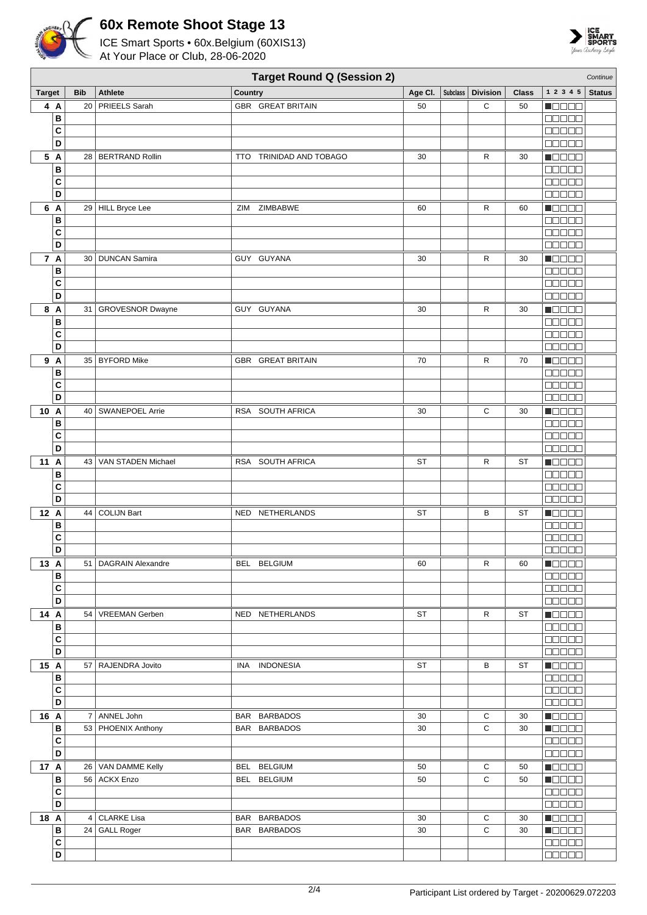# 60x Remote Shoot Stage 13

ICE Smart Sports • 60x.Belgium (60XIS13)
At Your Place or Club, 28-06-2020

## Target Round Q (Session 2)

*Continue*

| Target | Bib | Athlete | Country | Age Cl. | Subclass | Division | Class | 1 2 3 4 5 | Status |
|---|---|---|---|---|---|---|---|---|---|
| 4 A | 20 | PRIEELS Sarah | GBR GREAT BRITAIN | 50 | | C | 50 | ■□□□□ | |
| B | | | | | | | | □□□□□ | |
| C | | | | | | | | □□□□□ | |
| D | | | | | | | | □□□□□ | |
| 5 A | 28 | BERTRAND Rollin | TTO TRINIDAD AND TOBAGO | 30 | | R | 30 | ■□□□□ | |
| B | | | | | | | | □□□□□ | |
| C | | | | | | | | □□□□□ | |
| D | | | | | | | | □□□□□ | |
| 6 A | 29 | HILL Bryce Lee | ZIM ZIMBABWE | 60 | | R | 60 | ■□□□□ | |
| B | | | | | | | | □□□□□ | |
| C | | | | | | | | □□□□□ | |
| D | | | | | | | | □□□□□ | |
| 7 A | 30 | DUNCAN Samira | GUY GUYANA | 30 | | R | 30 | ■□□□□ | |
| B | | | | | | | | □□□□□ | |
| C | | | | | | | | □□□□□ | |
| D | | | | | | | | □□□□□ | |
| 8 A | 31 | GROVESNOR Dwayne | GUY GUYANA | 30 | | R | 30 | ■□□□□ | |
| B | | | | | | | | □□□□□ | |
| C | | | | | | | | □□□□□ | |
| D | | | | | | | | □□□□□ | |
| 9 A | 35 | BYFORD Mike | GBR GREAT BRITAIN | 70 | | R | 70 | ■□□□□ | |
| B | | | | | | | | □□□□□ | |
| C | | | | | | | | □□□□□ | |
| D | | | | | | | | □□□□□ | |
| 10 A | 40 | SWANEPOEL Arrie | RSA SOUTH AFRICA | 30 | | C | 30 | ■□□□□ | |
| B | | | | | | | | □□□□□ | |
| C | | | | | | | | □□□□□ | |
| D | | | | | | | | □□□□□ | |
| 11 A | 43 | VAN STADEN Michael | RSA SOUTH AFRICA | ST | | R | ST | ■□□□□ | |
| B | | | | | | | | □□□□□ | |
| C | | | | | | | | □□□□□ | |
| D | | | | | | | | □□□□□ | |
| 12 A | 44 | COLIJN Bart | NED NETHERLANDS | ST | | B | ST | ■□□□□ | |
| B | | | | | | | | □□□□□ | |
| C | | | | | | | | □□□□□ | |
| D | | | | | | | | □□□□□ | |
| 13 A | 51 | DAGRAIN Alexandre | BEL BELGIUM | 60 | | R | 60 | ■□□□□ | |
| B | | | | | | | | □□□□□ | |
| C | | | | | | | | □□□□□ | |
| D | | | | | | | | □□□□□ | |
| 14 A | 54 | VREEMAN Gerben | NED NETHERLANDS | ST | | R | ST | ■□□□□ | |
| B | | | | | | | | □□□□□ | |
| C | | | | | | | | □□□□□ | |
| D | | | | | | | | □□□□□ | |
| 15 A | 57 | RAJENDRA Jovito | INA INDONESIA | ST | | B | ST | ■□□□□ | |
| B | | | | | | | | □□□□□ | |
| C | | | | | | | | □□□□□ | |
| D | | | | | | | | □□□□□ | |
| 16 A | 7 | ANNEL John | BAR BARBADOS | 30 | | C | 30 | ■□□□□ | |
| B | 53 | PHOENIX Anthony | BAR BARBADOS | 30 | | C | 30 | ■□□□□ | |
| C | | | | | | | | □□□□□ | |
| D | | | | | | | | □□□□□ | |
| 17 A | 26 | VAN DAMME Kelly | BEL BELGIUM | 50 | | C | 50 | ■□□□□ | |
| B | 56 | ACKX Enzo | BEL BELGIUM | 50 | | C | 50 | ■□□□□ | |
| C | | | | | | | | □□□□□ | |
| D | | | | | | | | □□□□□ | |
| 18 A | 4 | CLARKE Lisa | BAR BARBADOS | 30 | | C | 30 | ■□□□□ | |
| B | 24 | GALL Roger | BAR BARBADOS | 30 | | C | 30 | ■□□□□ | |
| C | | | | | | | | □□□□□ | |
| D | | | | | | | | □□□□□ | |

Participant List ordered by Target - 20200629.072203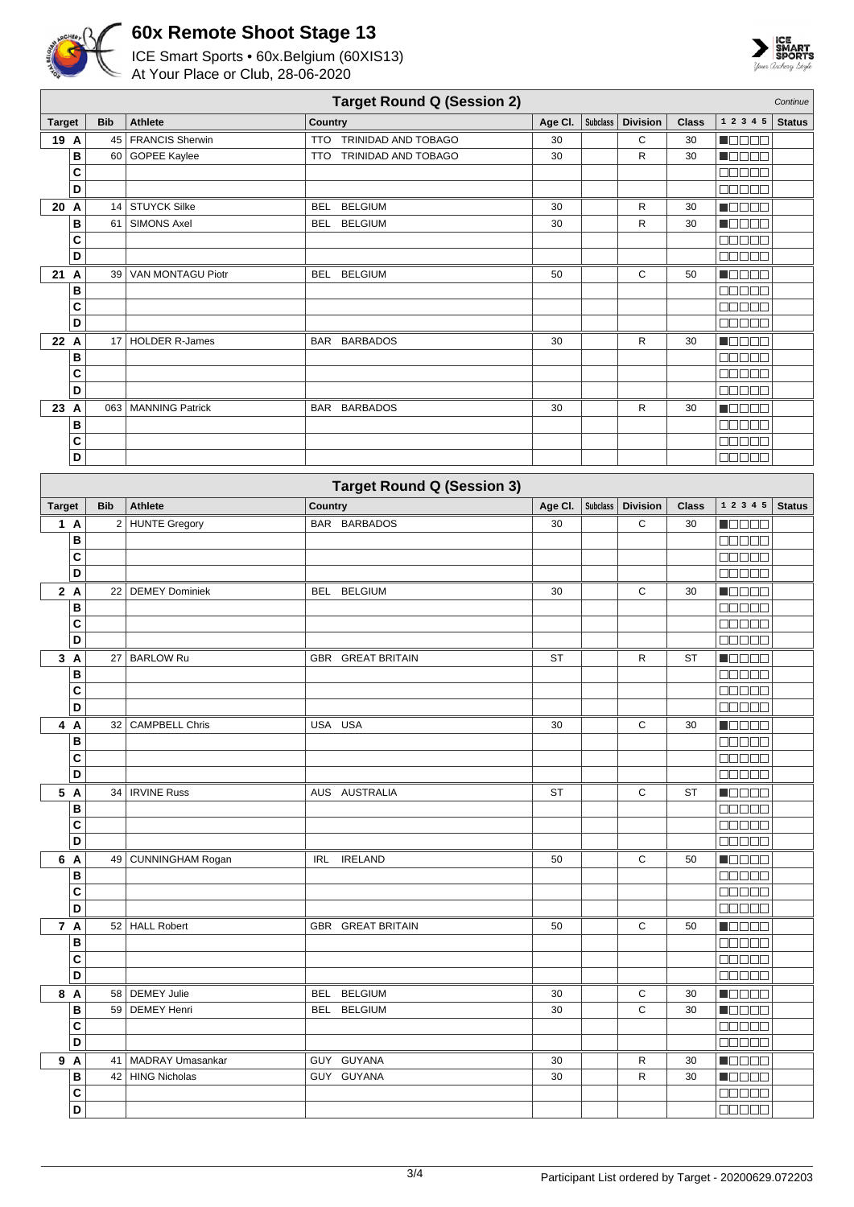# 60x Remote Shoot Stage 13

ICE Smart Sports • 60x.Belgium (60XIS13)
At Your Place or Club, 28-06-2020

## Target Round Q (Session 2)

*Continue*

| Target | | Bib | Athlete | Country | Age Cl. | Subclass | Division | Class | 1 2 3 4 5 | Status |
|---|---|---|---|---|---|---|---|---|---|---|
| 19 | A | 45 | FRANCIS Sherwin | TTO TRINIDAD AND TOBAGO | 30 | | C | 30 | ■□□□□ | |
| | B | 60 | GOPEE Kaylee | TTO TRINIDAD AND TOBAGO | 30 | | R | 30 | ■□□□□ | |
| | C | | | | | | | | □□□□□ | |
| | D | | | | | | | | □□□□□ | |
| 20 | A | 14 | STUYCK Silke | BEL BELGIUM | 30 | | R | 30 | ■□□□□ | |
| | B | 61 | SIMONS Axel | BEL BELGIUM | 30 | | R | 30 | ■□□□□ | |
| | C | | | | | | | | □□□□□ | |
| | D | | | | | | | | □□□□□ | |
| 21 | A | 39 | VAN MONTAGU Piotr | BEL BELGIUM | 50 | | C | 50 | ■□□□□ | |
| | B | | | | | | | | □□□□□ | |
| | C | | | | | | | | □□□□□ | |
| | D | | | | | | | | □□□□□ | |
| 22 | A | 17 | HOLDER R-James | BAR BARBADOS | 30 | | R | 30 | ■□□□□ | |
| | B | | | | | | | | □□□□□ | |
| | C | | | | | | | | □□□□□ | |
| | D | | | | | | | | □□□□□ | |
| 23 | A | 063 | MANNING Patrick | BAR BARBADOS | 30 | | R | 30 | ■□□□□ | |
| | B | | | | | | | | □□□□□ | |
| | C | | | | | | | | □□□□□ | |
| | D | | | | | | | | □□□□□ | |

## Target Round Q (Session 3)

| Target | | Bib | Athlete | Country | Age Cl. | Subclass | Division | Class | 1 2 3 4 5 | Status |
|---|---|---|---|---|---|---|---|---|---|---|
| 1 | A | 2 | HUNTE Gregory | BAR BARBADOS | 30 | | C | 30 | ■□□□□ | |
| | B | | | | | | | | □□□□□ | |
| | C | | | | | | | | □□□□□ | |
| | D | | | | | | | | □□□□□ | |
| 2 | A | 22 | DEMEY Dominiek | BEL BELGIUM | 30 | | C | 30 | ■□□□□ | |
| | B | | | | | | | | □□□□□ | |
| | C | | | | | | | | □□□□□ | |
| | D | | | | | | | | □□□□□ | |
| 3 | A | 27 | BARLOW Ru | GBR GREAT BRITAIN | ST | | R | ST | ■□□□□ | |
| | B | | | | | | | | □□□□□ | |
| | C | | | | | | | | □□□□□ | |
| | D | | | | | | | | □□□□□ | |
| 4 | A | 32 | CAMPBELL Chris | USA USA | 30 | | C | 30 | ■□□□□ | |
| | B | | | | | | | | □□□□□ | |
| | C | | | | | | | | □□□□□ | |
| | D | | | | | | | | □□□□□ | |
| 5 | A | 34 | IRVINE Russ | AUS AUSTRALIA | ST | | C | ST | ■□□□□ | |
| | B | | | | | | | | □□□□□ | |
| | C | | | | | | | | □□□□□ | |
| | D | | | | | | | | □□□□□ | |
| 6 | A | 49 | CUNNINGHAM Rogan | IRL IRELAND | 50 | | C | 50 | ■□□□□ | |
| | B | | | | | | | | □□□□□ | |
| | C | | | | | | | | □□□□□ | |
| | D | | | | | | | | □□□□□ | |
| 7 | A | 52 | HALL Robert | GBR GREAT BRITAIN | 50 | | C | 50 | ■□□□□ | |
| | B | | | | | | | | □□□□□ | |
| | C | | | | | | | | □□□□□ | |
| | D | | | | | | | | □□□□□ | |
| 8 | A | 58 | DEMEY Julie | BEL BELGIUM | 30 | | C | 30 | ■□□□□ | |
| | B | 59 | DEMEY Henri | BEL BELGIUM | 30 | | C | 30 | ■□□□□ | |
| | C | | | | | | | | □□□□□ | |
| | D | | | | | | | | □□□□□ | |
| 9 | A | 41 | MADRAY Umasankar | GUY GUYANA | 30 | | R | 30 | ■□□□□ | |
| | B | 42 | HING Nicholas | GUY GUYANA | 30 | | R | 30 | ■□□□□ | |
| | C | | | | | | | | □□□□□ | |
| | D | | | | | | | | □□□□□ | |

Participant List ordered by Target - 20200629.072203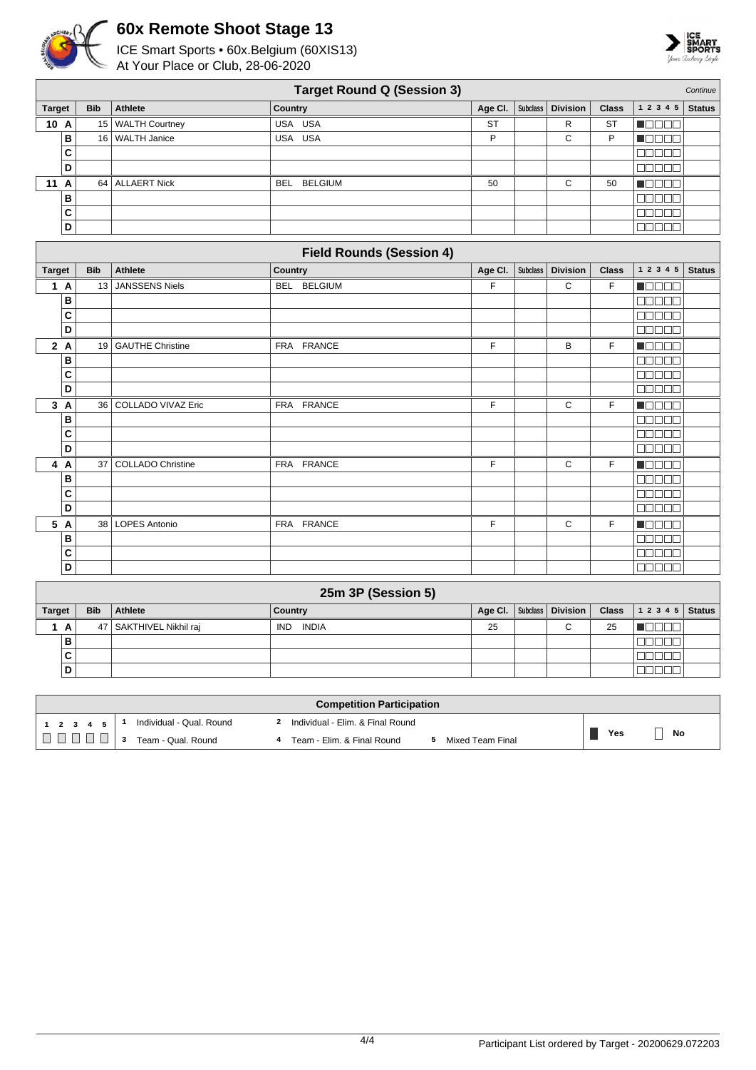# 60x Remote Shoot Stage 13

ICE Smart Sports • 60x.Belgium (60XIS13)
At Your Place or Club, 28-06-2020

## Target Round Q (Session 3)

*Continue*

| Target | | Bib | Athlete | Country | Age Cl. | Subclass | Division | Class | 1 2 3 4 5 | Status |
|---|---|---|---|---|---|---|---|---|---|---|
| 10 | A | 15 | WALTH Courtney | USA USA | ST | | R | ST | ■□□□□ | |
| | B | 16 | WALTH Janice | USA USA | P | | C | P | ■□□□□ | |
| | C | | | | | | | | □□□□□ | |
| | D | | | | | | | | □□□□□ | |
| 11 | A | 64 | ALLAERT Nick | BEL BELGIUM | 50 | | C | 50 | ■□□□□ | |
| | B | | | | | | | | □□□□□ | |
| | C | | | | | | | | □□□□□ | |
| | D | | | | | | | | □□□□□ | |

## Field Rounds (Session 4)

| Target | | Bib | Athlete | Country | Age Cl. | Subclass | Division | Class | 1 2 3 4 5 | Status |
|---|---|---|---|---|---|---|---|---|---|---|
| 1 | A | 13 | JANSSENS Niels | BEL BELGIUM | F | | C | F | ■□□□□ | |
| | B | | | | | | | | □□□□□ | |
| | C | | | | | | | | □□□□□ | |
| | D | | | | | | | | □□□□□ | |
| 2 | A | 19 | GAUTHE Christine | FRA FRANCE | F | | B | F | ■□□□□ | |
| | B | | | | | | | | □□□□□ | |
| | C | | | | | | | | □□□□□ | |
| | D | | | | | | | | □□□□□ | |
| 3 | A | 36 | COLLADO VIVAZ Eric | FRA FRANCE | F | | C | F | ■□□□□ | |
| | B | | | | | | | | □□□□□ | |
| | C | | | | | | | | □□□□□ | |
| | D | | | | | | | | □□□□□ | |
| 4 | A | 37 | COLLADO Christine | FRA FRANCE | F | | C | F | ■□□□□ | |
| | B | | | | | | | | □□□□□ | |
| | C | | | | | | | | □□□□□ | |
| | D | | | | | | | | □□□□□ | |
| 5 | A | 38 | LOPES Antonio | FRA FRANCE | F | | C | F | ■□□□□ | |
| | B | | | | | | | | □□□□□ | |
| | C | | | | | | | | □□□□□ | |
| | D | | | | | | | | □□□□□ | |

## 25m 3P (Session 5)

| Target | | Bib | Athlete | Country | Age Cl. | Subclass | Division | Class | 1 2 3 4 5 | Status |
|---|---|---|---|---|---|---|---|---|---|---|
| 1 | A | 47 | SAKTHIVEL Nikhil raj | IND INDIA | 25 | | C | 25 | ■□□□□ | |
| | B | | | | | | | | □□□□□ | |
| | C | | | | | | | | □□□□□ | |
| | D | | | | | | | | □□□□□ | |

## Competition Participation

| 1 2 3 4 5 | | | | |
|---|---|---|---|---|
| □□□□□ | 1 Individual - Qual. Round | 2 Individual - Elim. & Final Round | | ■ Yes |
| | 3 Team - Qual. Round | 4 Team - Elim. & Final Round | 5 Mixed Team Final | □ No |

Participant List ordered by Target - 20200629.072203